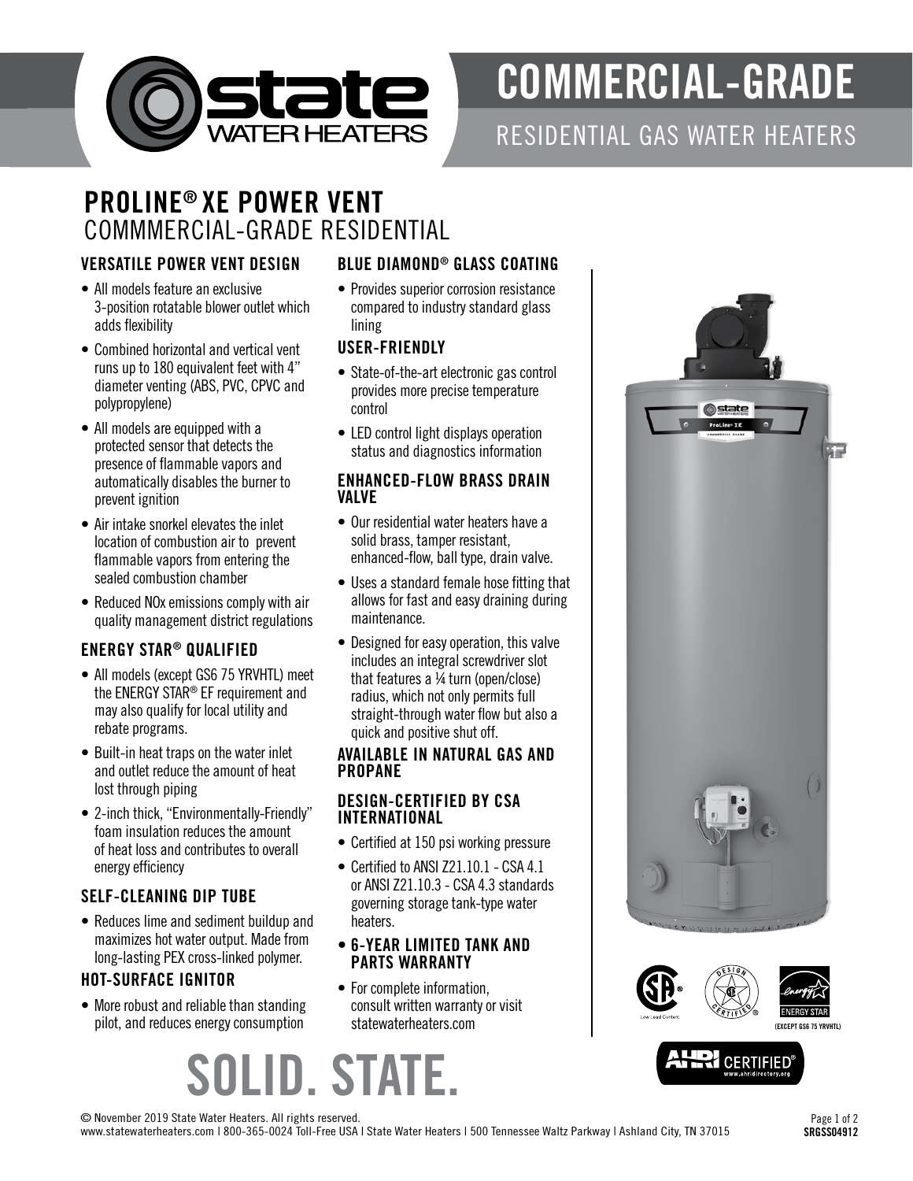# COMMERCIAL-GRADE

## RESIDENTIAL GAS WATER HEATERS

## PROLINE® XE POWER VENT
COMMMERCIAL-GRADE RESIDENTIAL

### VERSATILE POWER VENT DESIGN

- All models feature an exclusive 3-position rotatable blower outlet which adds flexibility
- Combined horizontal and vertical vent runs up to 180 equivalent feet with 4" diameter venting (ABS, PVC, CPVC and polypropylene)
- All models are equipped with a protected sensor that detects the presence of flammable vapors and automatically disables the burner to prevent ignition
- Air intake snorkel elevates the inlet location of combustion air to prevent flammable vapors from entering the sealed combustion chamber
- Reduced NOx emissions comply with air quality management district regulations

### ENERGY STAR® QUALIFIED

- All models (except GS6 75 YRVHTL) meet the ENERGY STAR® EF requirement and may also qualify for local utility and rebate programs.
- Built-in heat traps on the water inlet and outlet reduce the amount of heat lost through piping
- 2-inch thick, "Environmentally-Friendly" foam insulation reduces the amount of heat loss and contributes to overall energy efficiency

### SELF-CLEANING DIP TUBE

- Reduces lime and sediment buildup and maximizes hot water output. Made from long-lasting PEX cross-linked polymer.

### HOT-SURFACE IGNITOR

- More robust and reliable than standing pilot, and reduces energy consumption

### BLUE DIAMOND® GLASS COATING

- Provides superior corrosion resistance compared to industry standard glass lining

### USER-FRIENDLY

- State-of-the-art electronic gas control provides more precise temperature control
- LED control light displays operation status and diagnostics information

### ENHANCED-FLOW BRASS DRAIN VALVE

- Our residential water heaters have a solid brass, tamper resistant, enhanced-flow, ball type, drain valve.
- Uses a standard female hose fitting that allows for fast and easy draining during maintenance.
- Designed for easy operation, this valve includes an integral screwdriver slot that features a ¼ turn (open/close) radius, which not only permits full straight-through water flow but also a quick and positive shut off.

### AVAILABLE IN NATURAL GAS AND PROPANE

### DESIGN-CERTIFIED BY CSA INTERNATIONAL

- Certified at 150 psi working pressure
- Certified to ANSI Z21.10.1 - CSA 4.1 or ANSI Z21.10.3 - CSA 4.3 standards governing storage tank-type water heaters.
- **6-YEAR LIMITED TANK AND PARTS WARRANTY**
- For complete information, consult written warranty or visit statewaterheaters.com

(EXCEPT GS6 75 YRVHTL)

# SOLID. STATE.

© November 2019 State Water Heaters. All rights reserved.
www.statewaterheaters.com | 800-365-0024 Toll-Free USA | State Water Heaters | 500 Tennessee Waltz Parkway | Ashland City, TN 37015

SRGSS04912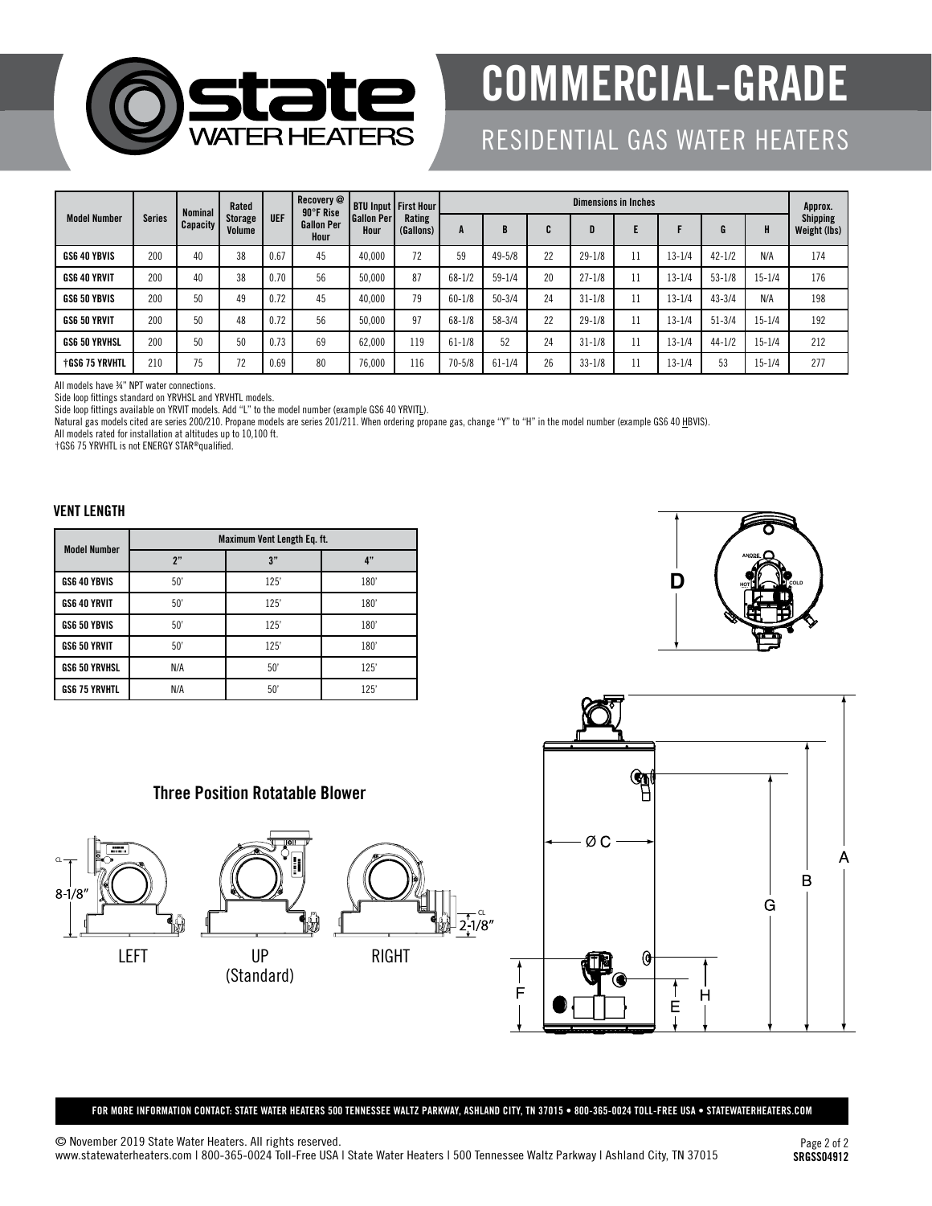# COMMERCIAL-GRADE

## RESIDENTIAL GAS WATER HEATERS

| Model Number | Series | Nominal Capacity | Rated Storage Volume | UEF | Recovery @ 90°F Rise Gallon Per Hour | BTU Input Gallon Per Hour | First Hour Rating (Gallons) | Dimensions in Inches | | | | | | | | Approx. Shipping Weight (lbs) |
|---|---|---|---|---|---|---|---|---|---|---|---|---|---|---|---|---|
| | | | | | | | | A | B | C | D | E | F | G | H | |
| GS6 40 YBVIS | 200 | 40 | 38 | 0.67 | 45 | 40,000 | 72 | 59 | 49-5/8 | 22 | 29-1/8 | 11 | 13-1/4 | 42-1/2 | N/A | 174 |
| GS6 40 YRVIT | 200 | 40 | 38 | 0.70 | 56 | 50,000 | 87 | 68-1/2 | 59-1/4 | 20 | 27-1/8 | 11 | 13-1/4 | 53-1/8 | 15-1/4 | 176 |
| GS6 50 YBVIS | 200 | 50 | 49 | 0.72 | 45 | 40,000 | 79 | 60-1/8 | 50-3/4 | 24 | 31-1/8 | 11 | 13-1/4 | 43-3/4 | N/A | 198 |
| GS6 50 YRVIT | 200 | 50 | 48 | 0.72 | 56 | 50,000 | 97 | 68-1/8 | 58-3/4 | 22 | 29-1/8 | 11 | 13-1/4 | 51-3/4 | 15-1/4 | 192 |
| GS6 50 YRVHSL | 200 | 50 | 50 | 0.73 | 69 | 62,000 | 119 | 61-1/8 | 52 | 24 | 31-1/8 | 11 | 13-1/4 | 44-1/2 | 15-1/4 | 212 |
| †GS6 75 YRVHTL | 210 | 75 | 72 | 0.69 | 80 | 76,000 | 116 | 70-5/8 | 61-1/4 | 26 | 33-1/8 | 11 | 13-1/4 | 53 | 15-1/4 | 277 |

All models have ¾" NPT water connections.
Side loop fittings standard on YRVHSL and YRVHTL models.
Side loop fittings available on YRVIT models. Add "L" to the model number (example GS6 40 YRVITL).
Natural gas models cited are series 200/210. Propane models are series 201/211. When ordering propane gas, change "Y" to "H" in the model number (example GS6 40 HBVIS).
All models rated for installation at altitudes up to 10,100 ft.
†GS6 75 YRVHTL is not ENERGY STAR® qualified.

### VENT LENGTH

| Model Number | Maximum Vent Length Eq. ft. | | |
|---|---|---|---|
| | 2" | 3" | 4" |
| GS6 40 YBVIS | 50' | 125' | 180' |
| GS6 40 YRVIT | 50' | 125' | 180' |
| GS6 50 YBVIS | 50' | 125' | 180' |
| GS6 50 YRVIT | 50' | 125' | 180' |
| GS6 50 YRVHSL | N/A | 50' | 125' |
| GS6 75 YRVHTL | N/A | 50' | 125' |

D
ANODE
HOT
COLD

### Three Position Rotatable Blower

CL
8-1/8"
LEFT
UP (Standard)
RIGHT
CL
2-1/8"

Ø C
A
B
G
F
E
H

**FOR MORE INFORMATION CONTACT: STATE WATER HEATERS 500 TENNESSEE WALTZ PARKWAY, ASHLAND CITY, TN 37015 • 800-365-0024 TOLL-FREE USA • STATEWATERHEATERS.COM**

© November 2019 State Water Heaters. All rights reserved.
www.statewaterheaters.com | 800-365-0024 Toll-Free USA | State Water Heaters | 500 Tennessee Waltz Parkway | Ashland City, TN 37015

SRGSS04912